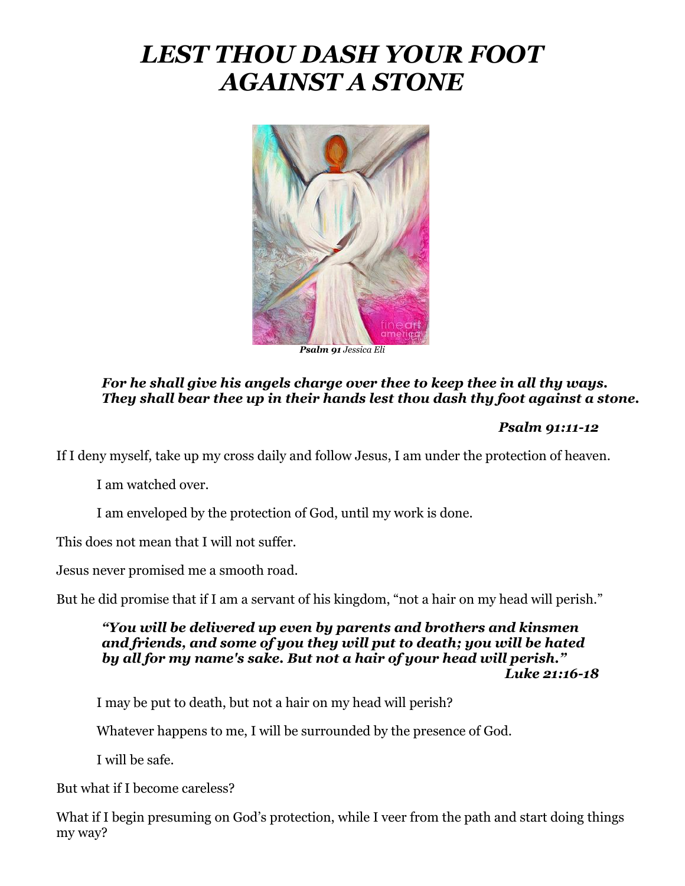# *LEST THOU DASH YOUR FOOT AGAINST A STONE*

***Psalm 91*** *Jessica Eli*

> ***For he shall give his angels charge over thee to keep thee in all thy ways. They shall bear thee up in their hands lest thou dash thy foot against a stone.***
>
> ***Psalm 91:11-12***

If I deny myself, take up my cross daily and follow Jesus, I am under the protection of heaven.

I am watched over.

I am enveloped by the protection of God, until my work is done.

This does not mean that I will not suffer.

Jesus never promised me a smooth road.

But he did promise that if I am a servant of his kingdom, "not a hair on my head will perish."

> ***"You will be delivered up even by parents and brothers and kinsmen and friends, and some of you they will put to death; you will be hated by all for my name's sake. But not a hair of your head will perish."***
>
> ***Luke 21:16-18***

I may be put to death, but not a hair on my head will perish?

Whatever happens to me, I will be surrounded by the presence of God.

I will be safe.

But what if I become careless?

What if I begin presuming on God's protection, while I veer from the path and start doing things my way?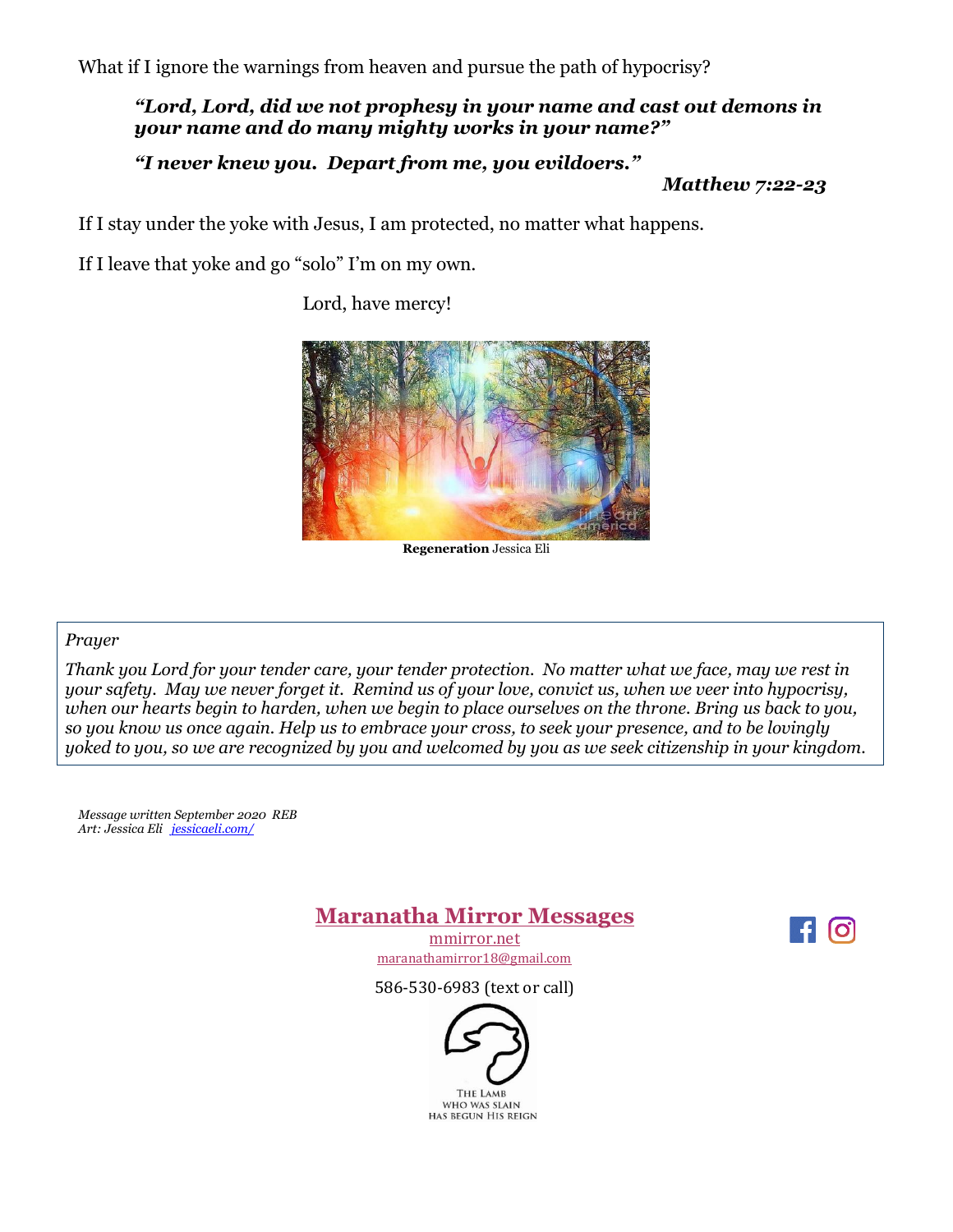What if I ignore the warnings from heaven and pursue the path of hypocrisy?

> ***"Lord, Lord, did we not prophesy in your name and cast out demons in your name and do many mighty works in your name?"***
>
> ***"I never knew you. Depart from me, you evildoers."***
>
> ***Matthew 7:22-23***

If I stay under the yoke with Jesus, I am protected, no matter what happens.

If I leave that yoke and go "solo" I'm on my own.

Lord, have mercy!

**Regeneration** Jessica Eli

*Prayer*

*Thank you Lord for your tender care, your tender protection. No matter what we face, may we rest in your safety. May we never forget it. Remind us of your love, convict us, when we veer into hypocrisy, when our hearts begin to harden, when we begin to place ourselves on the throne. Bring us back to you, so you know us once again. Help us to embrace your cross, to seek your presence, and to be lovingly yoked to you, so we are recognized by you and welcomed by you as we seek citizenship in your kingdom.*

*Message written September 2020 REB*
*Art: Jessica Eli [jessicaeli.com/](jessicaeli.com/)*

**Maranatha Mirror Messages**

mmirror.net

maranathamirror18@gmail.com

586-530-6983 (text or call)

THE LAMB WHO WAS SLAIN HAS BEGUN HIS REIGN